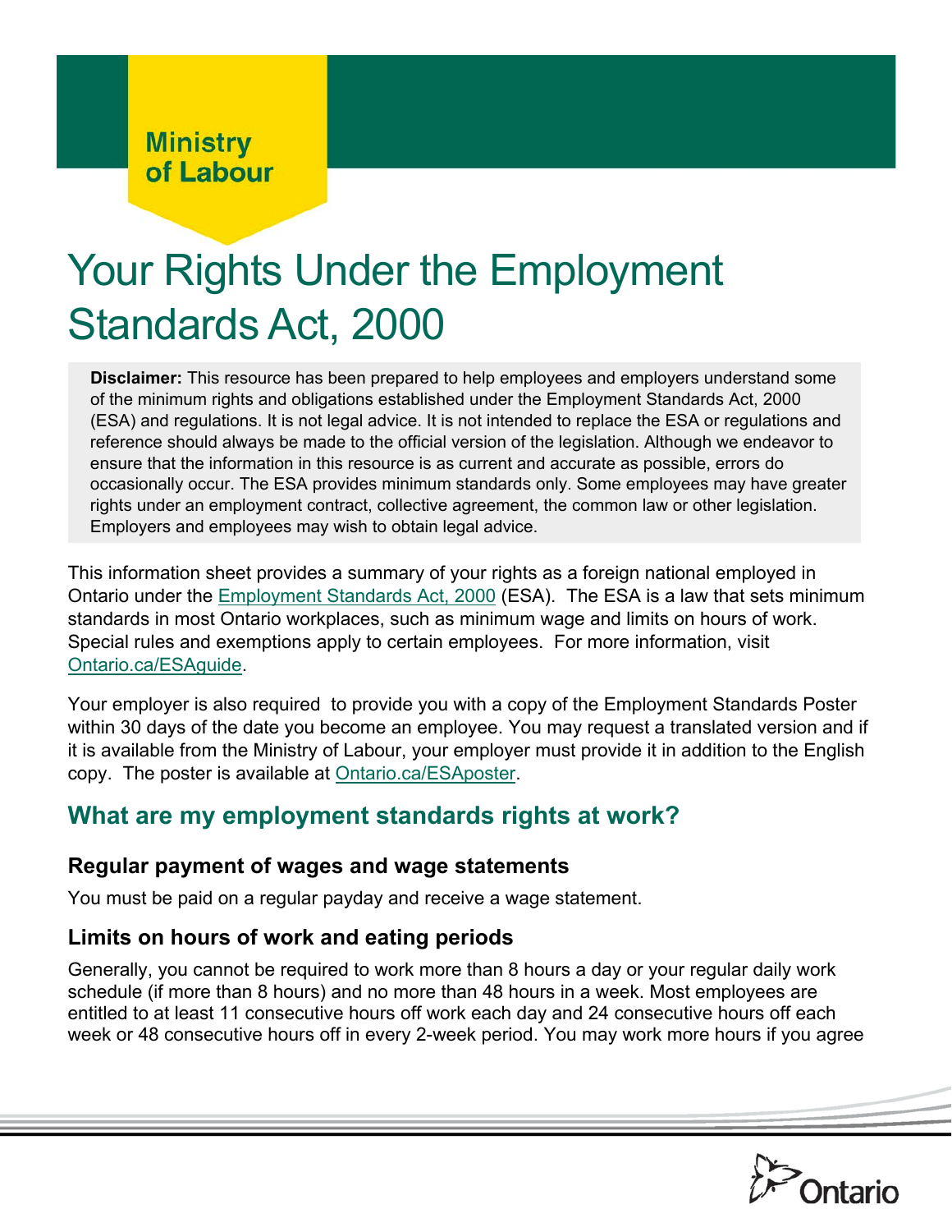Ministry of Labour

# Your Rights Under the Employment Standards Act, 2000

**Disclaimer:** This resource has been prepared to help employees and employers understand some of the minimum rights and obligations established under the Employment Standards Act, 2000 (ESA) and regulations. It is not legal advice. It is not intended to replace the ESA or regulations and reference should always be made to the official version of the legislation. Although we endeavor to ensure that the information in this resource is as current and accurate as possible, errors do occasionally occur. The ESA provides minimum standards only. Some employees may have greater rights under an employment contract, collective agreement, the common law or other legislation. Employers and employees may wish to obtain legal advice.

This information sheet provides a summary of your rights as a foreign national employed in Ontario under the Employment Standards Act, 2000 (ESA). The ESA is a law that sets minimum standards in most Ontario workplaces, such as minimum wage and limits on hours of work. Special rules and exemptions apply to certain employees. For more information, visit Ontario.ca/ESAguide.

Your employer is also required to provide you with a copy of the Employment Standards Poster within 30 days of the date you become an employee. You may request a translated version and if it is available from the Ministry of Labour, your employer must provide it in addition to the English copy. The poster is available at Ontario.ca/ESAposter.

## What are my employment standards rights at work?

### Regular payment of wages and wage statements

You must be paid on a regular payday and receive a wage statement.

### Limits on hours of work and eating periods

Generally, you cannot be required to work more than 8 hours a day or your regular daily work schedule (if more than 8 hours) and no more than 48 hours in a week. Most employees are entitled to at least 11 consecutive hours off work each day and 24 consecutive hours off each week or 48 consecutive hours off in every 2-week period. You may work more hours if you agree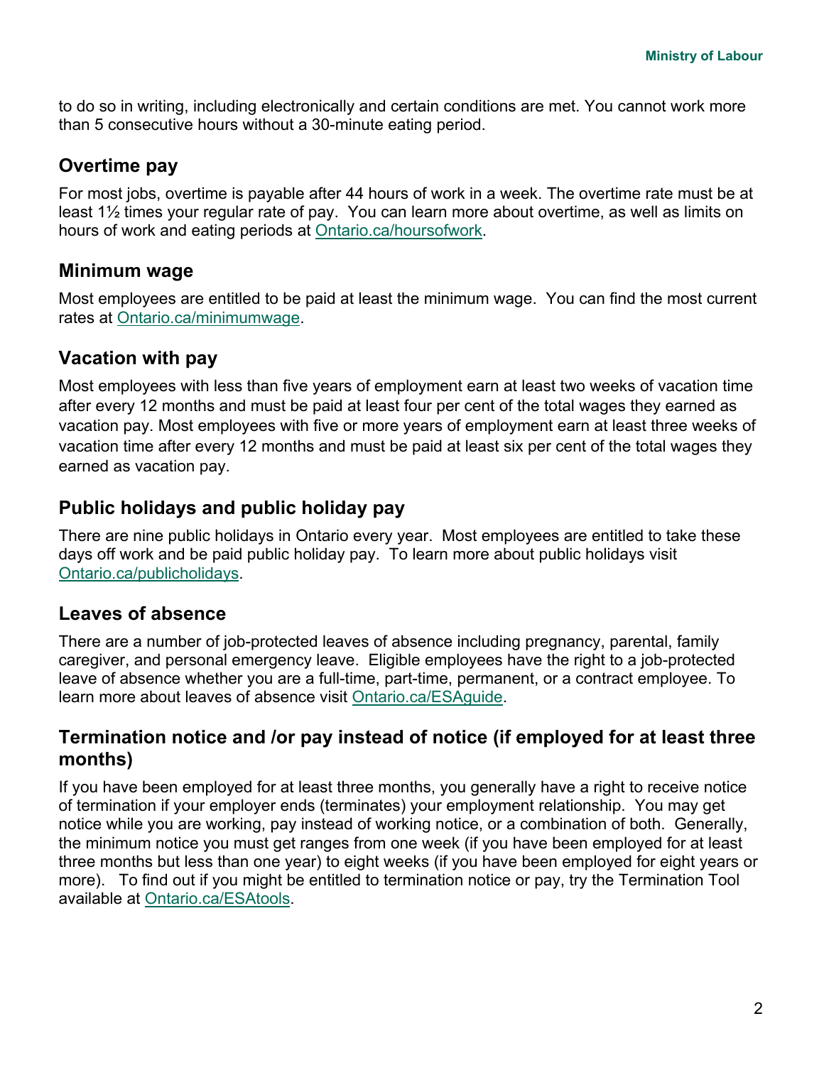to do so in writing, including electronically and certain conditions are met. You cannot work more than 5 consecutive hours without a 30-minute eating period.

## Overtime pay

For most jobs, overtime is payable after 44 hours of work in a week. The overtime rate must be at least 1½ times your regular rate of pay. You can learn more about overtime, as well as limits on hours of work and eating periods at [Ontario.ca/hoursofwork](Ontario.ca/hoursofwork).

## Minimum wage

Most employees are entitled to be paid at least the minimum wage. You can find the most current rates at [Ontario.ca/minimumwage](Ontario.ca/minimumwage).

## Vacation with pay

Most employees with less than five years of employment earn at least two weeks of vacation time after every 12 months and must be paid at least four per cent of the total wages they earned as vacation pay. Most employees with five or more years of employment earn at least three weeks of vacation time after every 12 months and must be paid at least six per cent of the total wages they earned as vacation pay.

## Public holidays and public holiday pay

There are nine public holidays in Ontario every year. Most employees are entitled to take these days off work and be paid public holiday pay. To learn more about public holidays visit [Ontario.ca/publicholidays](Ontario.ca/publicholidays).

## Leaves of absence

There are a number of job-protected leaves of absence including pregnancy, parental, family caregiver, and personal emergency leave. Eligible employees have the right to a job-protected leave of absence whether you are a full-time, part-time, permanent, or a contract employee. To learn more about leaves of absence visit [Ontario.ca/ESAguide](Ontario.ca/ESAguide).

## Termination notice and /or pay instead of notice (if employed for at least three months)

If you have been employed for at least three months, you generally have a right to receive notice of termination if your employer ends (terminates) your employment relationship. You may get notice while you are working, pay instead of working notice, or a combination of both. Generally, the minimum notice you must get ranges from one week (if you have been employed for at least three months but less than one year) to eight weeks (if you have been employed for eight years or more). To find out if you might be entitled to termination notice or pay, try the Termination Tool available at [Ontario.ca/ESAtools](Ontario.ca/ESAtools).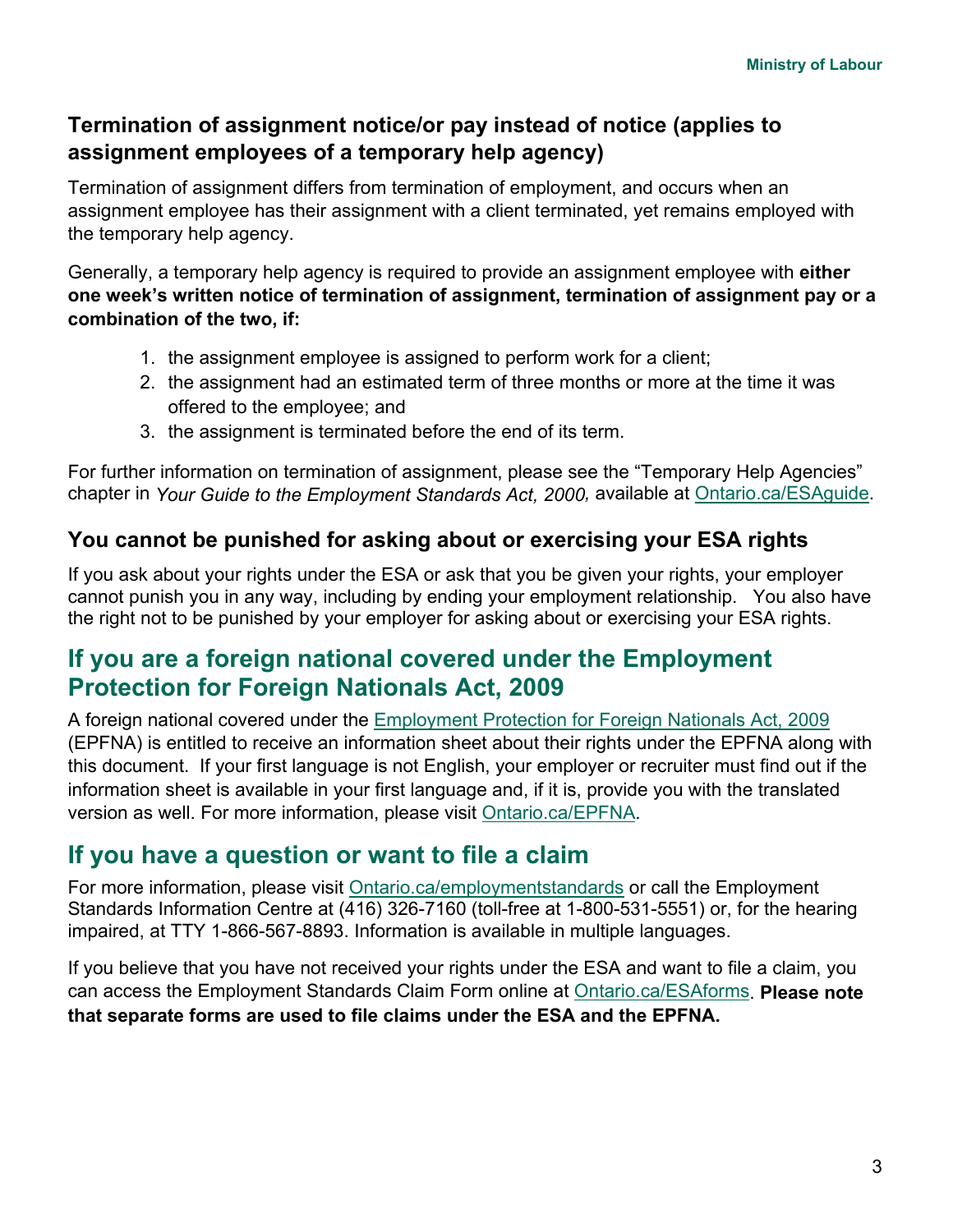### Termination of assignment notice/or pay instead of notice (applies to assignment employees of a temporary help agency)

Termination of assignment differs from termination of employment, and occurs when an assignment employee has their assignment with a client terminated, yet remains employed with the temporary help agency.

Generally, a temporary help agency is required to provide an assignment employee with **either one week's written notice of termination of assignment, termination of assignment pay or a combination of the two, if:**

1. the assignment employee is assigned to perform work for a client;
2. the assignment had an estimated term of three months or more at the time it was offered to the employee; and
3. the assignment is terminated before the end of its term.

For further information on termination of assignment, please see the "Temporary Help Agencies" chapter in *Your Guide to the Employment Standards Act, 2000,* available at Ontario.ca/ESAguide.

### You cannot be punished for asking about or exercising your ESA rights

If you ask about your rights under the ESA or ask that you be given your rights, your employer cannot punish you in any way, including by ending your employment relationship. You also have the right not to be punished by your employer for asking about or exercising your ESA rights.

## If you are a foreign national covered under the Employment Protection for Foreign Nationals Act, 2009

A foreign national covered under the Employment Protection for Foreign Nationals Act, 2009 (EPFNA) is entitled to receive an information sheet about their rights under the EPFNA along with this document. If your first language is not English, your employer or recruiter must find out if the information sheet is available in your first language and, if it is, provide you with the translated version as well. For more information, please visit Ontario.ca/EPFNA.

## If you have a question or want to file a claim

For more information, please visit Ontario.ca/employmentstandards or call the Employment Standards Information Centre at (416) 326-7160 (toll-free at 1-800-531-5551) or, for the hearing impaired, at TTY 1-866-567-8893. Information is available in multiple languages.

If you believe that you have not received your rights under the ESA and want to file a claim, you can access the Employment Standards Claim Form online at Ontario.ca/ESAforms. **Please note that separate forms are used to file claims under the ESA and the EPFNA.**